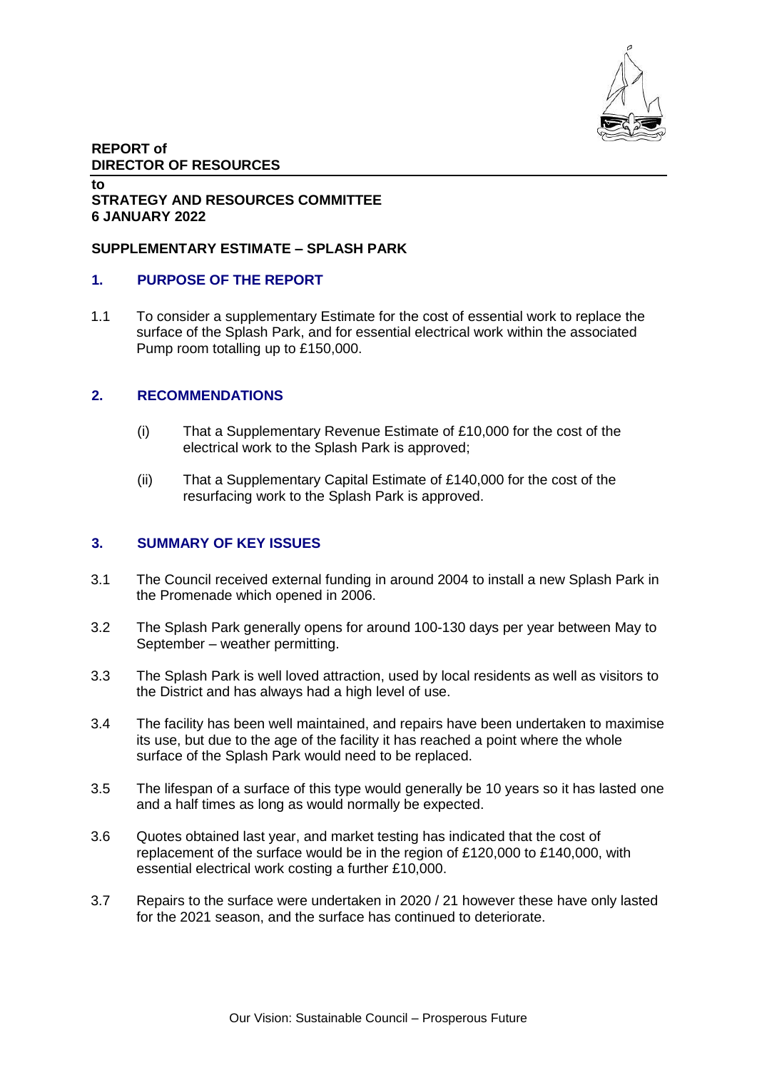**REPORT of**
**DIRECTOR OF RESOURCES**

**to**
**STRATEGY AND RESOURCES COMMITTEE**
**6 JANUARY 2022**

**SUPPLEMENTARY ESTIMATE – SPLASH PARK**

## 1. PURPOSE OF THE REPORT

1.1 To consider a supplementary Estimate for the cost of essential work to replace the surface of the Splash Park, and for essential electrical work within the associated Pump room totalling up to £150,000.

## 2. RECOMMENDATIONS

(i) That a Supplementary Revenue Estimate of £10,000 for the cost of the electrical work to the Splash Park is approved;

(ii) That a Supplementary Capital Estimate of £140,000 for the cost of the resurfacing work to the Splash Park is approved.

## 3. SUMMARY OF KEY ISSUES

3.1 The Council received external funding in around 2004 to install a new Splash Park in the Promenade which opened in 2006.

3.2 The Splash Park generally opens for around 100-130 days per year between May to September – weather permitting.

3.3 The Splash Park is well loved attraction, used by local residents as well as visitors to the District and has always had a high level of use.

3.4 The facility has been well maintained, and repairs have been undertaken to maximise its use, but due to the age of the facility it has reached a point where the whole surface of the Splash Park would need to be replaced.

3.5 The lifespan of a surface of this type would generally be 10 years so it has lasted one and a half times as long as would normally be expected.

3.6 Quotes obtained last year, and market testing has indicated that the cost of replacement of the surface would be in the region of £120,000 to £140,000, with essential electrical work costing a further £10,000.

3.7 Repairs to the surface were undertaken in 2020 / 21 however these have only lasted for the 2021 season, and the surface has continued to deteriorate.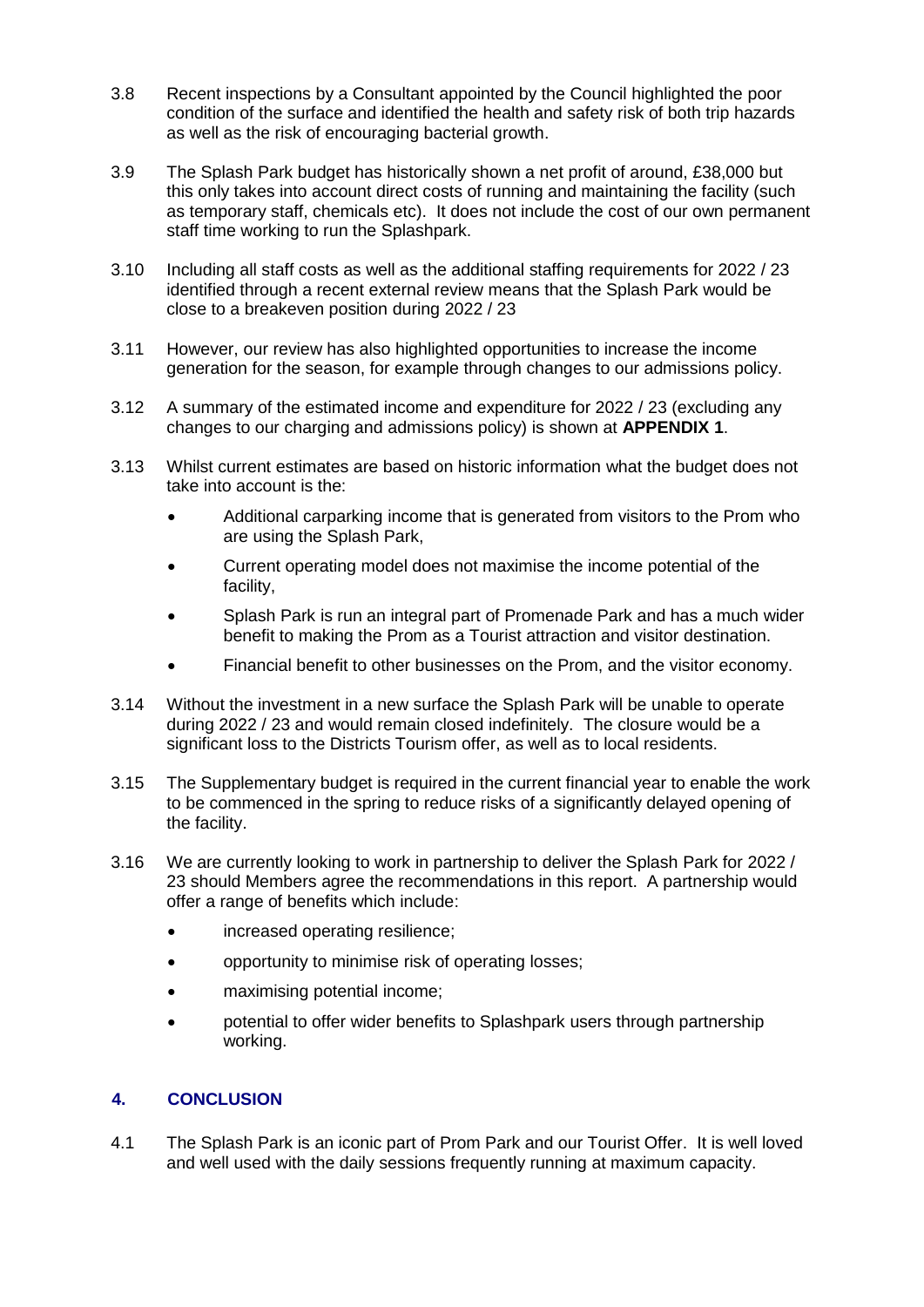3.8 Recent inspections by a Consultant appointed by the Council highlighted the poor condition of the surface and identified the health and safety risk of both trip hazards as well as the risk of encouraging bacterial growth.

3.9 The Splash Park budget has historically shown a net profit of around, £38,000 but this only takes into account direct costs of running and maintaining the facility (such as temporary staff, chemicals etc). It does not include the cost of our own permanent staff time working to run the Splashpark.

3.10 Including all staff costs as well as the additional staffing requirements for 2022 / 23 identified through a recent external review means that the Splash Park would be close to a breakeven position during 2022 / 23

3.11 However, our review has also highlighted opportunities to increase the income generation for the season, for example through changes to our admissions policy.

3.12 A summary of the estimated income and expenditure for 2022 / 23 (excluding any changes to our charging and admissions policy) is shown at **APPENDIX 1**.

3.13 Whilst current estimates are based on historic information what the budget does not take into account is the:

- Additional carparking income that is generated from visitors to the Prom who are using the Splash Park,
- Current operating model does not maximise the income potential of the facility,
- Splash Park is run an integral part of Promenade Park and has a much wider benefit to making the Prom as a Tourist attraction and visitor destination.
- Financial benefit to other businesses on the Prom, and the visitor economy.

3.14 Without the investment in a new surface the Splash Park will be unable to operate during 2022 / 23 and would remain closed indefinitely. The closure would be a significant loss to the Districts Tourism offer, as well as to local residents.

3.15 The Supplementary budget is required in the current financial year to enable the work to be commenced in the spring to reduce risks of a significantly delayed opening of the facility.

3.16 We are currently looking to work in partnership to deliver the Splash Park for 2022 / 23 should Members agree the recommendations in this report. A partnership would offer a range of benefits which include:

- increased operating resilience;
- opportunity to minimise risk of operating losses;
- maximising potential income;
- potential to offer wider benefits to Splashpark users through partnership working.

## 4. CONCLUSION

4.1 The Splash Park is an iconic part of Prom Park and our Tourist Offer. It is well loved and well used with the daily sessions frequently running at maximum capacity.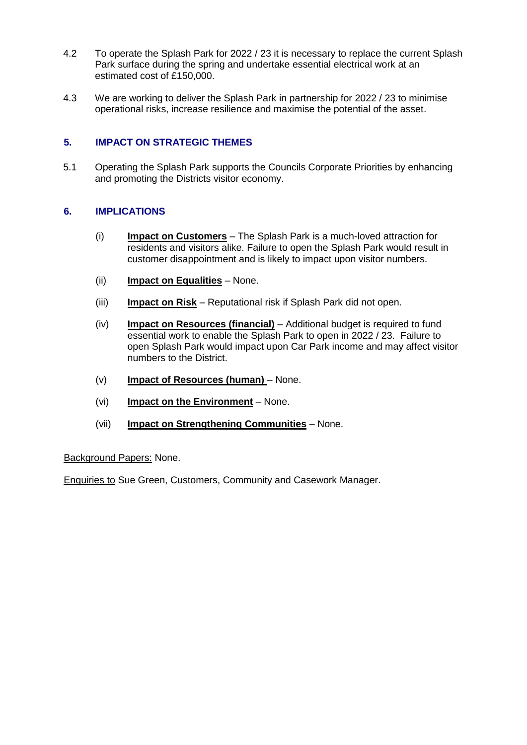4.2 To operate the Splash Park for 2022 / 23 it is necessary to replace the current Splash Park surface during the spring and undertake essential electrical work at an estimated cost of £150,000.

4.3 We are working to deliver the Splash Park in partnership for 2022 / 23 to minimise operational risks, increase resilience and maximise the potential of the asset.

## 5. IMPACT ON STRATEGIC THEMES

5.1 Operating the Splash Park supports the Councils Corporate Priorities by enhancing and promoting the Districts visitor economy.

## 6. IMPLICATIONS

(i) **Impact on Customers** – The Splash Park is a much-loved attraction for residents and visitors alike. Failure to open the Splash Park would result in customer disappointment and is likely to impact upon visitor numbers.

(ii) **Impact on Equalities** – None.

(iii) **Impact on Risk** – Reputational risk if Splash Park did not open.

(iv) **Impact on Resources (financial)** – Additional budget is required to fund essential work to enable the Splash Park to open in 2022 / 23. Failure to open Splash Park would impact upon Car Park income and may affect visitor numbers to the District.

(v) **Impact of Resources (human)** – None.

(vi) **Impact on the Environment** – None.

(vii) **Impact on Strengthening Communities** – None.

Background Papers: None.

Enquiries to Sue Green, Customers, Community and Casework Manager.